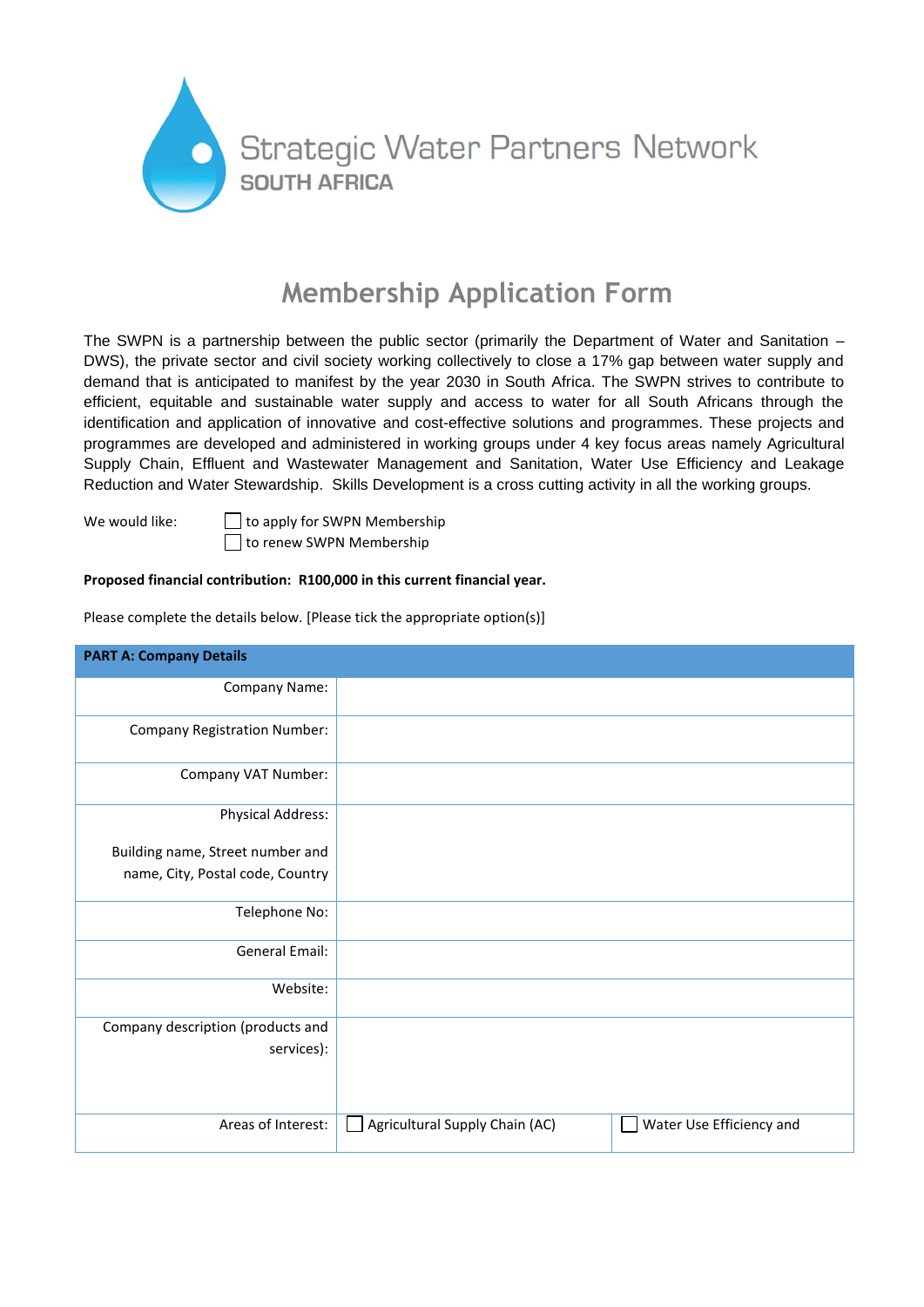Strategic Water Partners Network
SOUTH AFRICA

# Membership Application Form

The SWPN is a partnership between the public sector (primarily the Department of Water and Sanitation – DWS), the private sector and civil society working collectively to close a 17% gap between water supply and demand that is anticipated to manifest by the year 2030 in South Africa. The SWPN strives to contribute to efficient, equitable and sustainable water supply and access to water for all South Africans through the identification and application of innovative and cost-effective solutions and programmes. These projects and programmes are developed and administered in working groups under 4 key focus areas namely Agricultural Supply Chain, Effluent and Wastewater Management and Sanitation, Water Use Efficiency and Leakage Reduction and Water Stewardship. Skills Development is a cross cutting activity in all the working groups.

We would like:
- ☐ to apply for SWPN Membership
- ☐ to renew SWPN Membership

**Proposed financial contribution: R100,000 in this current financial year.**

Please complete the details below. [Please tick the appropriate option(s)]

| PART A: Company Details | | |
|---|---|---|
| Company Name: | | |
| Company Registration Number: | | |
| Company VAT Number: | | |
| Physical Address: Building name, Street number and name, City, Postal code, Country | | |
| Telephone No: | | |
| General Email: | | |
| Website: | | |
| Company description (products and services): | | |
| Areas of Interest: | ☐ Agricultural Supply Chain (AC) | ☐ Water Use Efficiency and |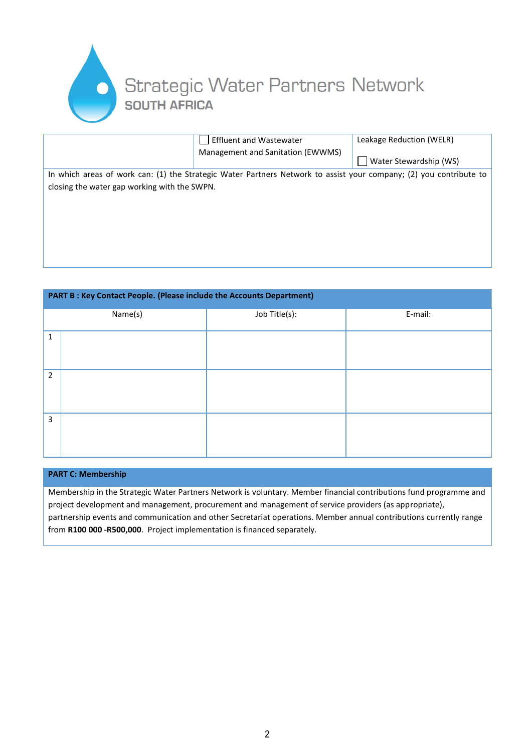Strategic Water Partners Network
SOUTH AFRICA

| | ☐ Effluent and Wastewater Management and Sanitation (EWWMS) | Leakage Reduction (WELR)<br>☐ Water Stewardship (WS) |
|---|---|---|

In which areas of work can: (1) the Strategic Water Partners Network to assist your company; (2) you contribute to closing the water gap working with the SWPN.

**PART B : Key Contact People. (Please include the Accounts Department)**

| | Name(s) | Job Title(s): | E-mail: |
|---|---|---|---|
| 1 | | | |
| 2 | | | |
| 3 | | | |

**PART C: Membership**

Membership in the Strategic Water Partners Network is voluntary. Member financial contributions fund programme and project development and management, procurement and management of service providers (as appropriate), partnership events and communication and other Secretariat operations. Member annual contributions currently range from **R100 000 -R500,000**. Project implementation is financed separately.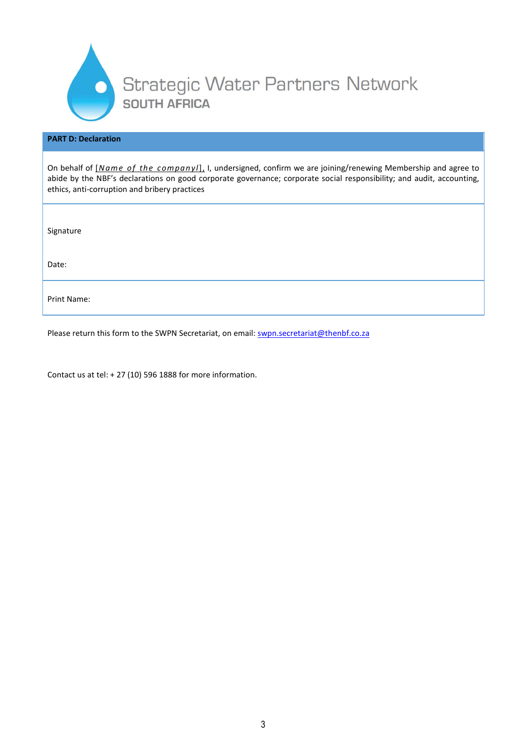Strategic Water Partners Network
SOUTH AFRICA

| PART D: Declaration |
| --- |
| On behalf of [*Name of the company*], I, undersigned, confirm we are joining/renewing Membership and agree to abide by the NBF's declarations on good corporate governance; corporate social responsibility; and audit, accounting, ethics, anti-corruption and bribery practices |
| Signature<br><br>Date: |
| Print Name: |

Please return this form to the SWPN Secretariat, on email: swpn.secretariat@thenbf.co.za

Contact us at tel: + 27 (10) 596 1888 for more information.